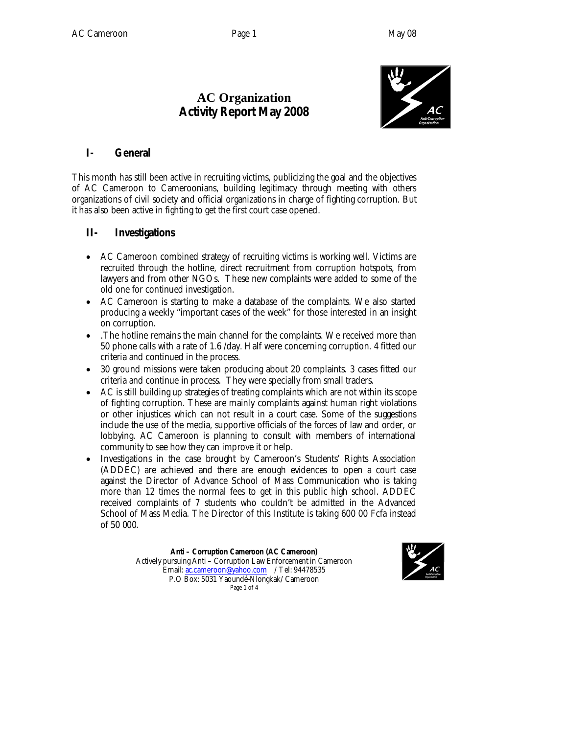# AC Organization
# Activity Report May 2008

## I- General

This month has still been active in recruiting victims, publicizing the goal and the objectives of AC Cameroon to Cameroonians, building legitimacy through meeting with others organizations of civil society and official organizations in charge of fighting corruption. But it has also been active in fighting to get the first court case opened.

## II- Investigations

- AC Cameroon combined strategy of recruiting victims is working well. Victims are recruited through the hotline, direct recruitment from corruption hotspots, from lawyers and from other NGOs. These new complaints were added to some of the old one for continued investigation.
- AC Cameroon is starting to make a database of the complaints. We also started producing a weekly "important cases of the week" for those interested in an insight on corruption.
- .The hotline remains the main channel for the complaints. We received more than 50 phone calls with a rate of 1.6 /day. Half were concerning corruption. 4 fitted our criteria and continued in the process.
- 30 ground missions were taken producing about 20 complaints. 3 cases fitted our criteria and continue in process. They were specially from small traders.
- AC is still building up strategies of treating complaints which are not within its scope of fighting corruption. These are mainly complaints against human right violations or other injustices which can not result in a court case. Some of the suggestions include the use of the media, supportive officials of the forces of law and order, or lobbying. AC Cameroon is planning to consult with members of international community to see how they can improve it or help.
- Investigations in the case brought by Cameroon's Students' Rights Association (ADDEC) are achieved and there are enough evidences to open a court case against the Director of Advance School of Mass Communication who is taking more than 12 times the normal fees to get in this public high school. ADDEC received complaints of 7 students who couldn't be admitted in the Advanced School of Mass Media. The Director of this Institute is taking 600 00 Fcfa instead of 50 000.

**Anti – Corruption Cameroon (AC Cameroon)**
Actively pursuing Anti – Corruption Law Enforcement in Cameroon
Email: ac.cameroon@yahoo.com / Tel: 94478535
P.O Box: 5031 Yaoundé-Nlongkak/ Cameroon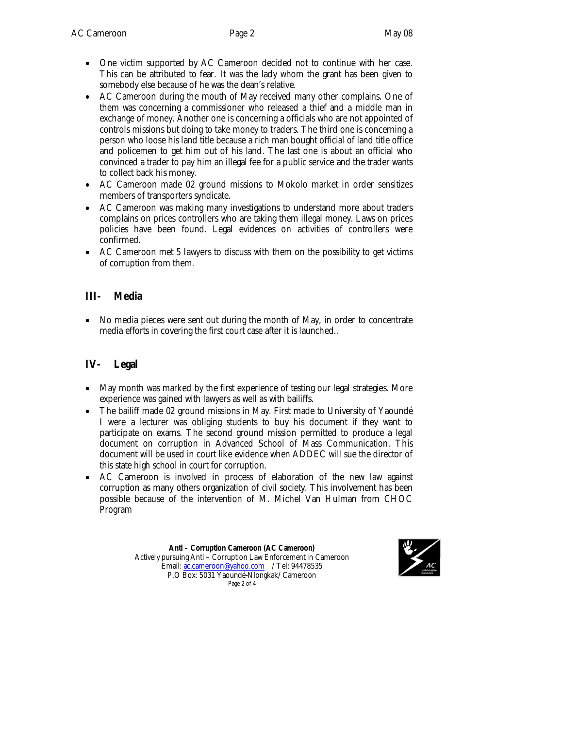- One victim supported by AC Cameroon decided not to continue with her case. This can be attributed to fear. It was the lady whom the grant has been given to somebody else because of he was the dean's relative.
- AC Cameroon during the mouth of May received many other complains. One of them was concerning a commissioner who released a thief and a middle man in exchange of money. Another one is concerning a officials who are not appointed of controls missions but doing to take money to traders. The third one is concerning a person who loose his land title because a rich man bought official of land title office and policemen to get him out of his land. The last one is about an official who convinced a trader to pay him an illegal fee for a public service and the trader wants to collect back his money.
- AC Cameroon made 02 ground missions to Mokolo market in order sensitizes members of transporters syndicate.
- AC Cameroon was making many investigations to understand more about traders complains on prices controllers who are taking them illegal money. Laws on prices policies have been found. Legal evidences on activities of controllers were confirmed.
- AC Cameroon met 5 lawyers to discuss with them on the possibility to get victims of corruption from them.

## III- Media

- No media pieces were sent out during the month of May, in order to concentrate media efforts in covering the first court case after it is launched..

## IV- Legal

- May month was marked by the first experience of testing our legal strategies. More experience was gained with lawyers as well as with bailiffs.
- The bailiff made 02 ground missions in May. First made to University of Yaoundé I were a lecturer was obliging students to buy his document if they want to participate on exams. The second ground mission permitted to produce a legal document on corruption in Advanced School of Mass Communication. This document will be used in court like evidence when ADDEC will sue the director of this state high school in court for corruption.
- AC Cameroon is involved in process of elaboration of the new law against corruption as many others organization of civil society. This involvement has been possible because of the intervention of M. Michel Van Hulman from CHOC Program

**Anti – Corruption Cameroon (AC Cameroon)**
Actively pursuing Anti – Corruption Law Enforcement in Cameroon
Email: ac.cameroon@yahoo.com / Tel: 94478535
P.O Box: 5031 Yaoundé-Nlongkak/ Cameroon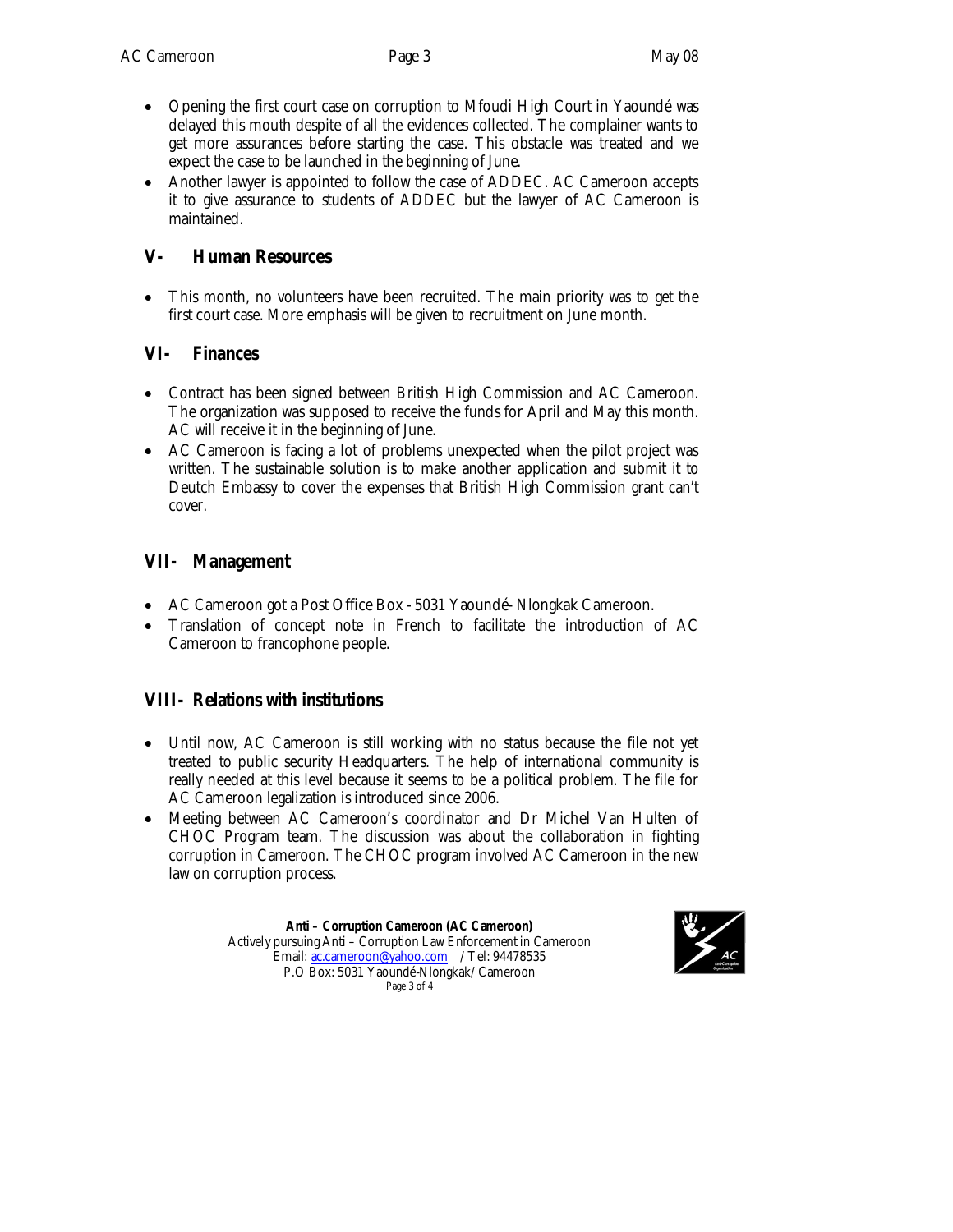- Opening the first court case on corruption to Mfoudi High Court in Yaoundé was delayed this mouth despite of all the evidences collected. The complainer wants to get more assurances before starting the case. This obstacle was treated and we expect the case to be launched in the beginning of June.
- Another lawyer is appointed to follow the case of ADDEC. AC Cameroon accepts it to give assurance to students of ADDEC but the lawyer of AC Cameroon is maintained.

## V- Human Resources

- This month, no volunteers have been recruited. The main priority was to get the first court case. More emphasis will be given to recruitment on June month.

## VI- Finances

- Contract has been signed between British High Commission and AC Cameroon. The organization was supposed to receive the funds for April and May this month. AC will receive it in the beginning of June.
- AC Cameroon is facing a lot of problems unexpected when the pilot project was written. The sustainable solution is to make another application and submit it to Deutch Embassy to cover the expenses that British High Commission grant can't cover.

## VII- Management

- AC Cameroon got a Post Office Box - 5031 Yaoundé- Nlongkak Cameroon.
- Translation of concept note in French to facilitate the introduction of AC Cameroon to francophone people.

## VIII- Relations with institutions

- Until now, AC Cameroon is still working with no status because the file not yet treated to public security Headquarters. The help of international community is really needed at this level because it seems to be a political problem. The file for AC Cameroon legalization is introduced since 2006.
- Meeting between AC Cameroon's coordinator and Dr Michel Van Hulten of CHOC Program team. The discussion was about the collaboration in fighting corruption in Cameroon. The CHOC program involved AC Cameroon in the new law on corruption process.

**Anti – Corruption Cameroon (AC Cameroon)**
Actively pursuing Anti – Corruption Law Enforcement in Cameroon
Email: ac.cameroon@yahoo.com / Tel: 94478535
P.O Box: 5031 Yaoundé-Nlongkak/ Cameroon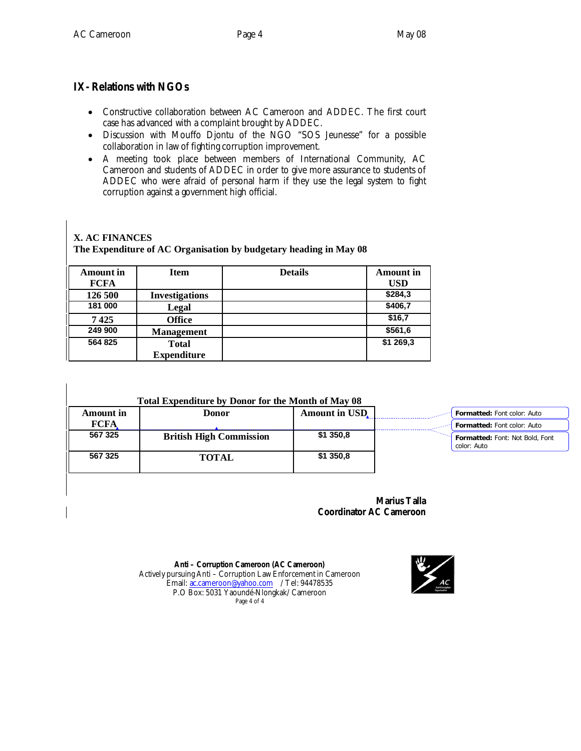## IX- Relations with NGOs

- Constructive collaboration between AC Cameroon and ADDEC. The first court case has advanced with a complaint brought by ADDEC.
- Discussion with Mouffo Djontu of the NGO "SOS Jeunesse" for a possible collaboration in law of fighting corruption improvement.
- A meeting took place between members of International Community, AC Cameroon and students of ADDEC in order to give more assurance to students of ADDEC who were afraid of personal harm if they use the legal system to fight corruption against a government high official.

## X. AC FINANCES

**The Expenditure of AC Organisation by budgetary heading in May 08**

| Amount in FCFA | Item | Details | Amount in USD |
|---|---|---|---|
| 126 500 | Investigations | | $284,3 |
| 181 000 | Legal | | $406,7 |
| 7 425 | Office | | $16,7 |
| 249 900 | Management | | $561,6 |
| 564 825 | Total Expenditure | | $1 269,3 |

**Total Expenditure by Donor for the Month of May 08**

| Amount in FCFA | Donor | Amount in USD |
|---|---|---|
| 567 325 | British High Commission | $1 350,8 |
| 567 325 | TOTAL | $1 350,8 |

**Formatted:** Font color: Auto

**Formatted:** Font color: Auto

**Formatted:** Font: Not Bold, Font color: Auto

**Marius Talla**
**Coordinator AC Cameroon**

**Anti – Corruption Cameroon (AC Cameroon)**
Actively pursuing Anti – Corruption Law Enforcement in Cameroon
Email: ac.cameroon@yahoo.com / Tel: 94478535
P.O Box: 5031 Yaoundé-Nlongkak/ Cameroon